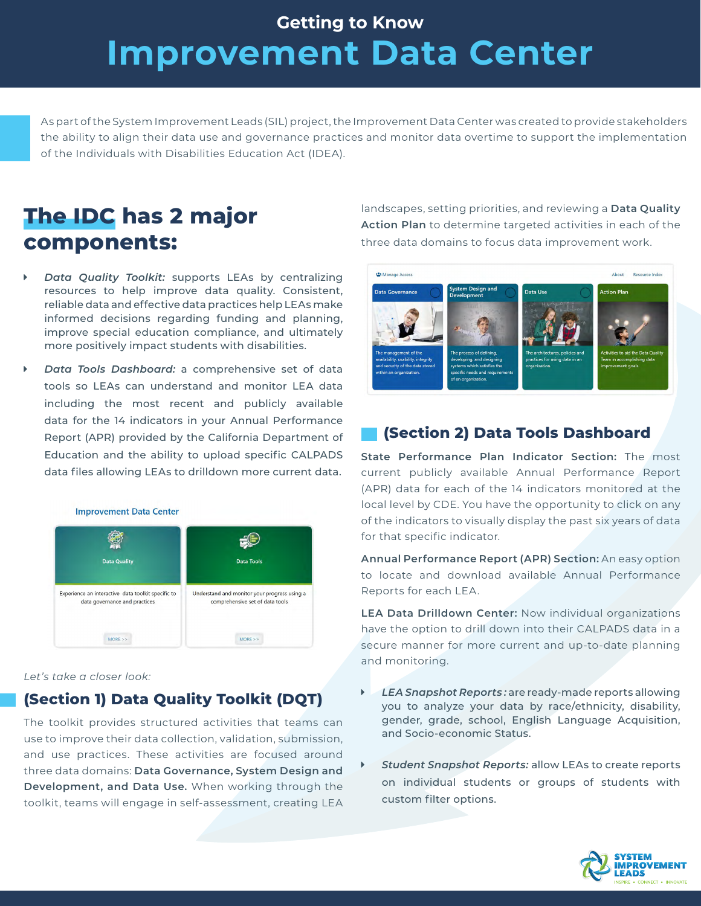Getting to Know

# Improvement Data Center

As part of the System Improvement Leads (SIL) project, the Improvement Data Center was created to provide stakeholders the ability to align their data use and governance practices and monitor data overtime to support the implementation of the Individuals with Disabilities Education Act (IDEA).

## The IDC has 2 major components:

- *Data Quality Toolkit:* supports LEAs by centralizing resources to help improve data quality. Consistent, reliable data and effective data practices help LEAs make informed decisions regarding funding and planning, improve special education compliance, and ultimately more positively impact students with disabilities.
- *Data Tools Dashboard:* a comprehensive set of data tools so LEAs can understand and monitor LEA data including the most recent and publicly available data for the 14 indicators in your Annual Performance Report (APR) provided by the California Department of Education and the ability to upload specific CALPADS data files allowing LEAs to drilldown more current data.

Improvement Data Center

| Data Quality | Data Tools |
|---|---|
| Experience an interactive data toolkit specific to data governance and practices | Understand and monitor your progress using a comprehensive set of data tools |
| MORE >> | MORE >> |

*Let's take a closer look:*

## (Section 1) Data Quality Toolkit (DQT)

The toolkit provides structured activities that teams can use to improve their data collection, validation, submission, and use practices. These activities are focused around three data domains: **Data Governance, System Design and Development, and Data Use.** When working through the toolkit, teams will engage in self-assessment, creating LEA landscapes, setting priorities, and reviewing a **Data Quality Action Plan** to determine targeted activities in each of the three data domains to focus data improvement work.

Manage Access | About | Resource Index

| Data Governance | System Design and Development | Data Use | Action Plan |
|---|---|---|---|
| The management of the availability, usability, integrity and security of the data stored within an organization. | The process of defining, developing, and designing systems which satisfies the specific needs and requirements of an organization. | The architectures, policies and practices for using data in an organization. | Activities to aid the Data Quality Team in accomplishing data improvement goals. |

## (Section 2) Data Tools Dashboard

**State Performance Plan Indicator Section:** The most current publicly available Annual Performance Report (APR) data for each of the 14 indicators monitored at the local level by CDE. You have the opportunity to click on any of the indicators to visually display the past six years of data for that specific indicator.

**Annual Performance Report (APR) Section:** An easy option to locate and download available Annual Performance Reports for each LEA.

**LEA Data Drilldown Center:** Now individual organizations have the option to drill down into their CALPADS data in a secure manner for more current and up-to-date planning and monitoring.

- ***LEA Snapshot Reports*** **:** are ready-made reports allowing you to analyze your data by race/ethnicity, disability, gender, grade, school, English Language Acquisition, and Socio-economic Status.
- ***Student Snapshot Reports:*** allow LEAs to create reports on individual students or groups of students with custom filter options.

SYSTEM IMPROVEMENT LEADS
INSPIRE • CONNECT • INNOVATE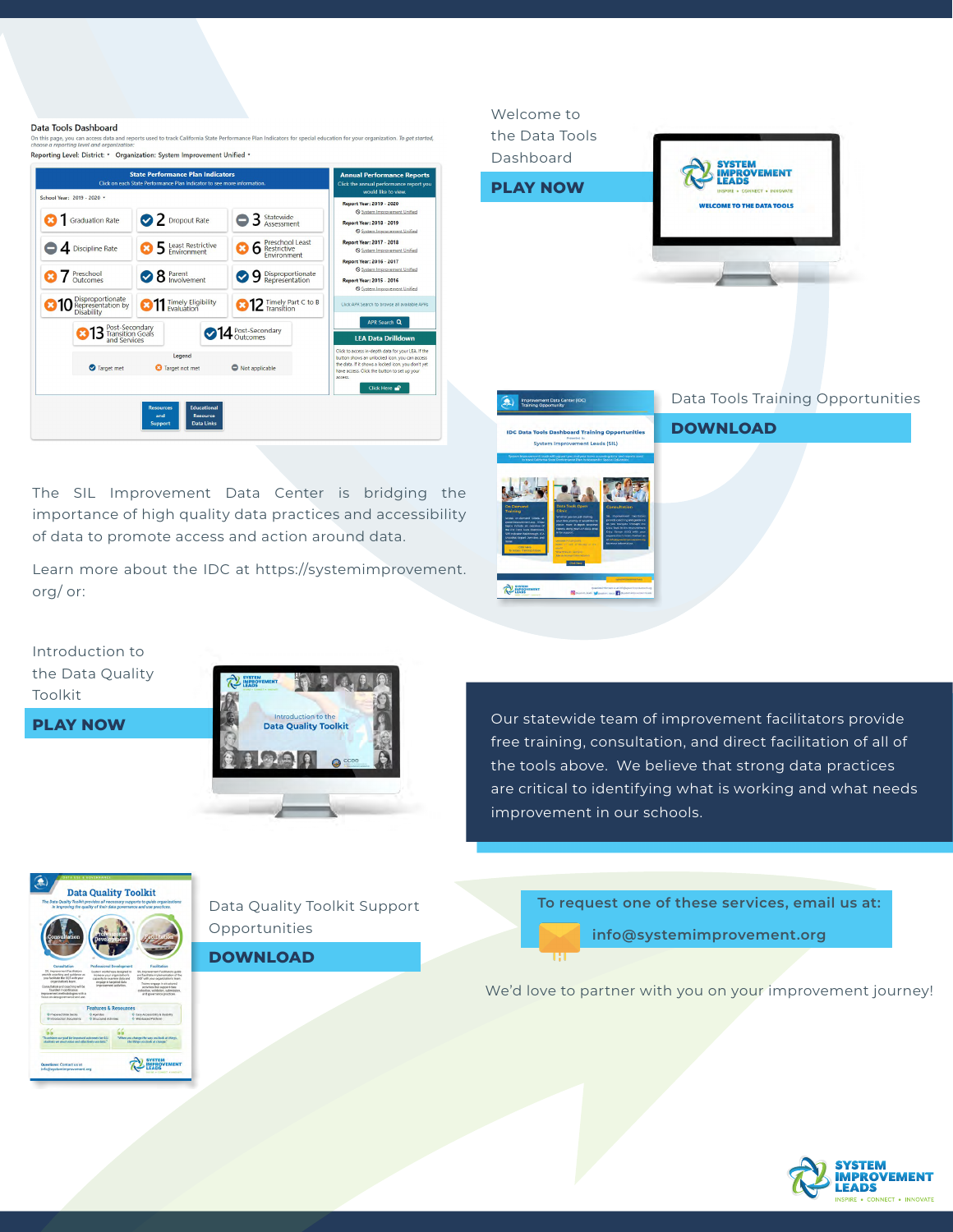Welcome to the Data Tools Dashboard

**PLAY NOW**

Data Tools Training Opportunities

**DOWNLOAD**

The SIL Improvement Data Center is bridging the importance of high quality data practices and accessibility of data to promote access and action around data.

Learn more about the IDC at https://systemimprovement.org/ or:

Introduction to the Data Quality Toolkit

**PLAY NOW**

Our statewide team of improvement facilitators provide free training, consultation, and direct facilitation of all of the tools above. We believe that strong data practices are critical to identifying what is working and what needs improvement in our schools.

Data Quality Toolkit Support Opportunities

**DOWNLOAD**

**To request one of these services, email us at:**

**info@systemimprovement.org**

We'd love to partner with you on your improvement journey!